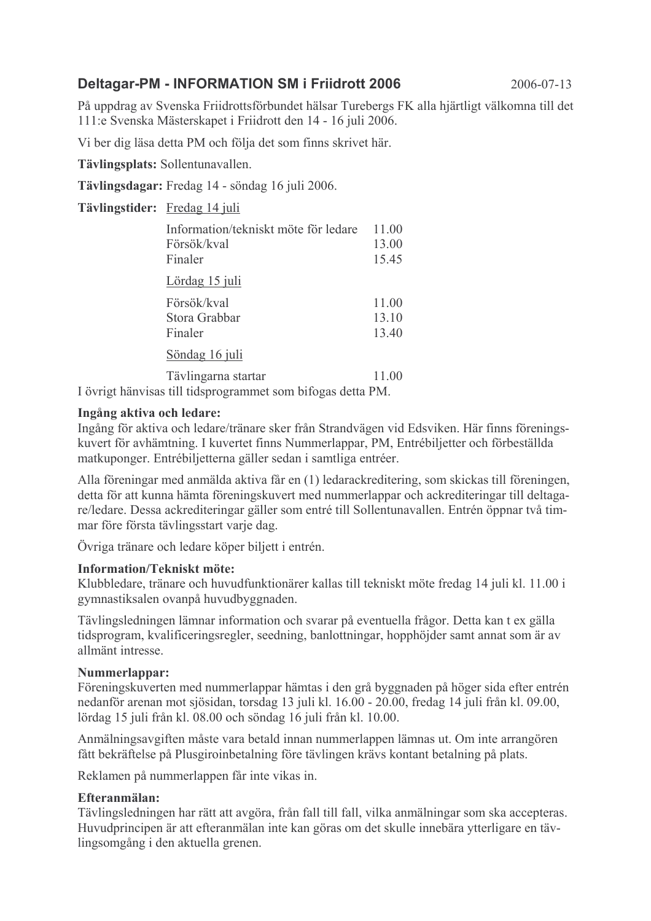## Deltagar-PM - INFORMATION SM i Friidrott 2006

2006-07-13

På uppdrag av Svenska Friidrottsförbundet hälsar Turebergs FK alla hjärtligt välkomna till det 111:e Svenska Mästerskapet i Friidrott den 14 - 16 juli 2006.

Vi ber dig läsa detta PM och följa det som finns skrivet här.

**Tävlingsplats:** Sollentunavallen.

**Tävlingsdagar:** Fredag 14 - söndag 16 juli 2006.

**Tävlingstider:**

Fredag 14 juli

| | |
|---|---|
| Information/tekniskt möte för ledare | 11.00 |
| Försök/kval | 13.00 |
| Finaler | 15.45 |

Lördag 15 juli

| | |
|---|---|
| Försök/kval | 11.00 |
| Stora Grabbar | 13.10 |
| Finaler | 13.40 |

Söndag 16 juli

| | |
|---|---|
| Tävlingarna startar | 11.00 |

I övrigt hänvisas till tidsprogrammet som bifogas detta PM.

**Ingång aktiva och ledare:**
Ingång för aktiva och ledare/tränare sker från Strandvägen vid Edsviken. Här finns föreningskuvert för avhämtning. I kuvertet finns Nummerlappar, PM, Entrébiljetter och förbeställda matkuponger. Entrébiljetterna gäller sedan i samtliga entréer.

Alla föreningar med anmälda aktiva får en (1) ledarackreditering, som skickas till föreningen, detta för att kunna hämta föreningskuvert med nummerlappar och ackrediteringar till deltagare/ledare. Dessa ackrediteringar gäller som entré till Sollentunavallen. Entrén öppnar två timmar före första tävlingsstart varje dag.

Övriga tränare och ledare köper biljett i entrén.

**Information/Tekniskt möte:**
Klubbledare, tränare och huvudfunktionärer kallas till tekniskt möte fredag 14 juli kl. 11.00 i gymnastiksalen ovanpå huvudbyggnaden.

Tävlingsledningen lämnar information och svarar på eventuella frågor. Detta kan t ex gälla tidsprogram, kvalificeringsregler, seedning, banlottningar, hopphöjder samt annat som är av allmänt intresse.

**Nummerlappar:**
Föreningskuverten med nummerlappar hämtas i den grå byggnaden på höger sida efter entrén nedanför arenan mot sjösidan, torsdag 13 juli kl. 16.00 - 20.00, fredag 14 juli från kl. 09.00, lördag 15 juli från kl. 08.00 och söndag 16 juli från kl. 10.00.

Anmälningsavgiften måste vara betald innan nummerlappen lämnas ut. Om inte arrangören fått bekräftelse på Plusgiroinbetalning före tävlingen krävs kontant betalning på plats.

Reklamen på nummerlappen får inte vikas in.

**Efteranmälan:**
Tävlingsledningen har rätt att avgöra, från fall till fall, vilka anmälningar som ska accepteras. Huvudprincipen är att efteranmälan inte kan göras om det skulle innebära ytterligare en tävlingsomgång i den aktuella grenen.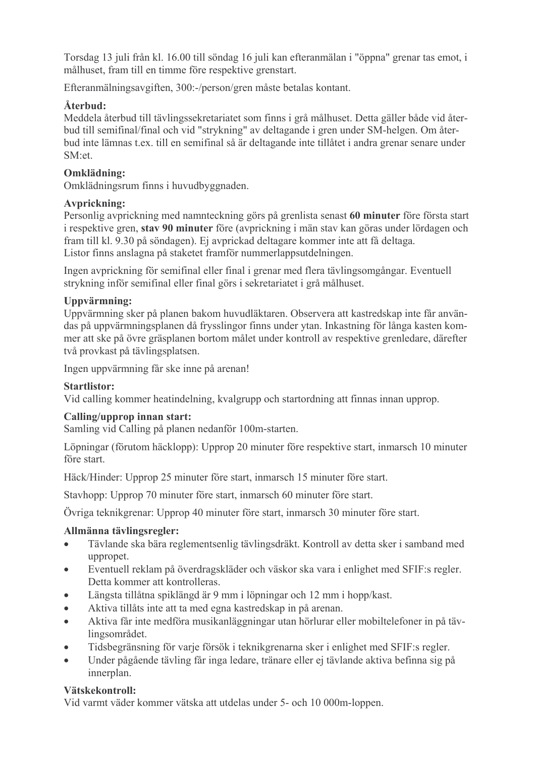Torsdag 13 juli från kl. 16.00 till söndag 16 juli kan efteranmälan i "öppna" grenar tas emot, i målhuset, fram till en timme före respektive grenstart.

Efteranmälningsavgiften, 300:-/person/gren måste betalas kontant.

**Återbud:**
Meddela återbud till tävlingssekretariatet som finns i grå målhuset. Detta gäller både vid återbud till semifinal/final och vid "strykning" av deltagande i gren under SM-helgen. Om återbud inte lämnas t.ex. till en semifinal så är deltagande inte tillåtet i andra grenar senare under SM:et.

**Omklädning:**
Omklädningsrum finns i huvudbyggnaden.

**Avprickning:**
Personlig avprickning med namnteckning görs på grenlista senast **60 minuter** före första start i respektive gren, **stav 90 minuter** före (avprickning i män stav kan göras under lördagen och fram till kl. 9.30 på söndagen). Ej avprickad deltagare kommer inte att få deltaga.
Listor finns anslagna på staketet framför nummerlappsutdelningen.

Ingen avprickning för semifinal eller final i grenar med flera tävlingsomgångar. Eventuell strykning inför semifinal eller final görs i sekretariatet i grå målhuset.

**Uppvärmning:**
Uppvärmning sker på planen bakom huvudläktaren. Observera att kastredskap inte får användas på uppvärmningsplanen då frysslingor finns under ytan. Inkastning för långa kasten kommer att ske på övre gräsplanen bortom målet under kontroll av respektive grenledare, därefter två provkast på tävlingsplatsen.

Ingen uppvärmning får ske inne på arenan!

**Startlistor:**
Vid calling kommer heatindelning, kvalgrupp och startordning att finnas innan upprop.

**Calling/upprop innan start:**
Samling vid Calling på planen nedanför 100m-starten.

Löpningar (förutom häcklopp): Upprop 20 minuter före respektive start, inmarsch 10 minuter före start.

Häck/Hinder: Upprop 25 minuter före start, inmarsch 15 minuter före start.

Stavhopp: Upprop 70 minuter före start, inmarsch 60 minuter före start.

Övriga teknikgrenar: Upprop 40 minuter före start, inmarsch 30 minuter före start.

**Allmänna tävlingsregler:**

- Tävlande ska bära reglementsenlig tävlingsdräkt. Kontroll av detta sker i samband med uppropet.
- Eventuell reklam på överdragskläder och väskor ska vara i enlighet med SFIF:s regler. Detta kommer att kontrolleras.
- Längsta tillåtna spiklängd är 9 mm i löpningar och 12 mm i hopp/kast.
- Aktiva tillåts inte att ta med egna kastredskap in på arenan.
- Aktiva får inte medföra musikanläggningar utan hörlurar eller mobiltelefoner in på tävlingsområdet.
- Tidsbegränsning för varje försök i teknikgrenarna sker i enlighet med SFIF:s regler.
- Under pågående tävling får inga ledare, tränare eller ej tävlande aktiva befinna sig på innerplan.

**Vätskekontroll:**
Vid varmt väder kommer vätska att utdelas under 5- och 10 000m-loppen.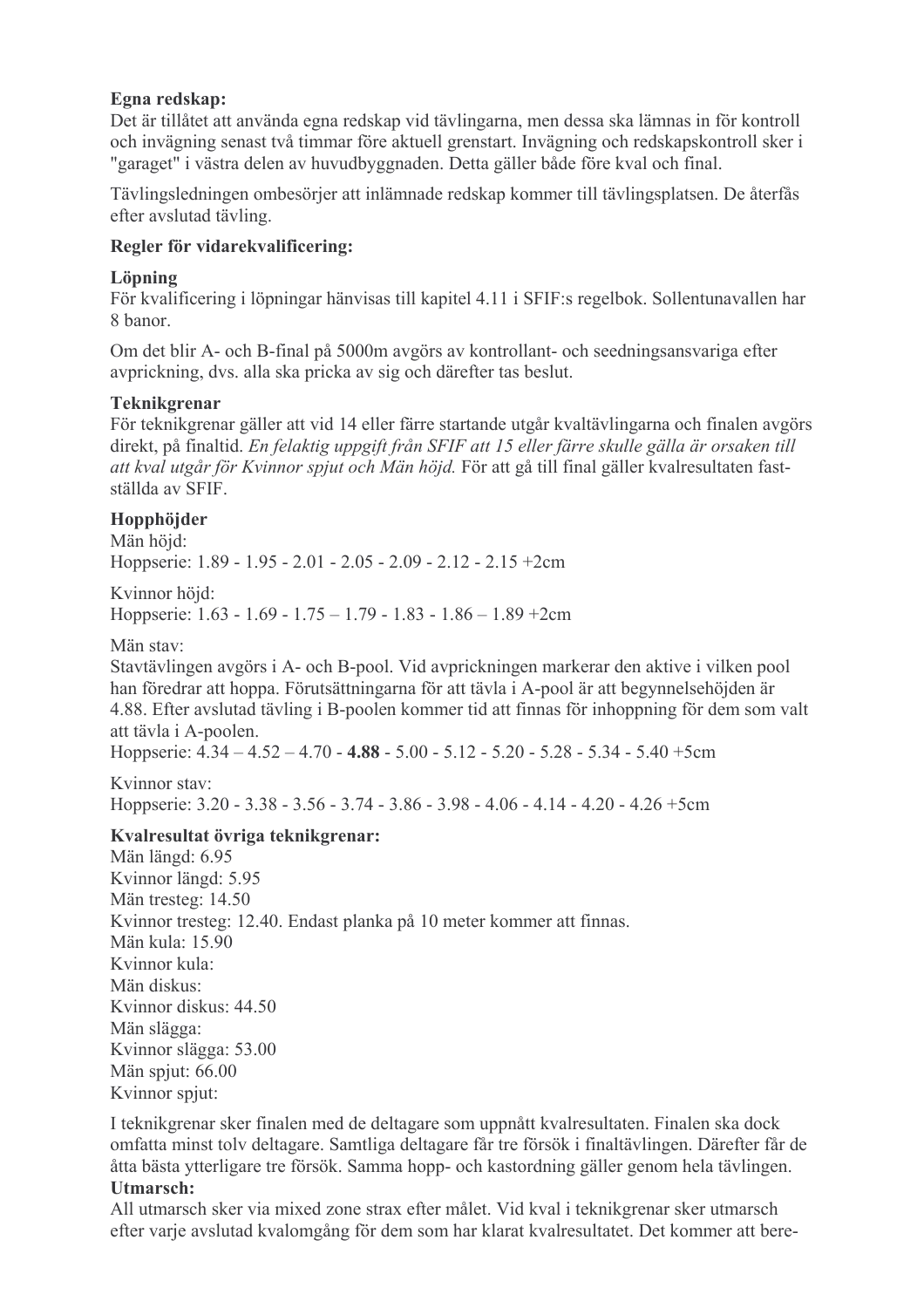**Egna redskap:**
Det är tillåtet att använda egna redskap vid tävlingarna, men dessa ska lämnas in för kontroll och invägning senast två timmar före aktuell grenstart. Invägning och redskapskontroll sker i "garaget" i västra delen av huvudbyggnaden. Detta gäller både före kval och final.

Tävlingsledningen ombesörjer att inlämnade redskap kommer till tävlingsplatsen. De återfås efter avslutad tävling.

**Regler för vidarekvalificering:**

**Löpning**
För kvalificering i löpningar hänvisas till kapitel 4.11 i SFIF:s regelbok. Sollentunavallen har 8 banor.

Om det blir A- och B-final på 5000m avgörs av kontrollant- och seedningsansvariga efter avprickning, dvs. alla ska pricka av sig och därefter tas beslut.

**Teknikgrenar**
För teknikgrenar gäller att vid 14 eller färre startande utgår kvaltävlingarna och finalen avgörs direkt, på finaltid. *En felaktig uppgift från SFIF att 15 eller färre skulle gälla är orsaken till att kval utgår för Kvinnor spjut och Män höjd.* För att gå till final gäller kvalresultaten fastställda av SFIF.

**Hopphöjder**
Män höjd:
Hoppserie: 1.89 - 1.95 - 2.01 - 2.05 - 2.09 - 2.12 - 2.15 +2cm

Kvinnor höjd:
Hoppserie: 1.63 - 1.69 - 1.75 – 1.79 - 1.83 - 1.86 – 1.89 +2cm

Män stav:
Stavtävlingen avgörs i A- och B-pool. Vid avprickningen markerar den aktive i vilken pool han föredrar att hoppa. Förutsättningarna för att tävla i A-pool är att begynnelsehöjden är 4.88. Efter avslutad tävling i B-poolen kommer tid att finnas för inhoppning för dem som valt att tävla i A-poolen.
Hoppserie: 4.34 – 4.52 – 4.70 - **4.88** - 5.00 - 5.12 - 5.20 - 5.28 - 5.34 - 5.40 +5cm

Kvinnor stav:
Hoppserie: 3.20 - 3.38 - 3.56 - 3.74 - 3.86 - 3.98 - 4.06 - 4.14 - 4.20 - 4.26 +5cm

**Kvalresultat övriga teknikgrenar:**
Män längd: 6.95
Kvinnor längd: 5.95
Män tresteg: 14.50
Kvinnor tresteg: 12.40. Endast planka på 10 meter kommer att finnas.
Män kula: 15.90
Kvinnor kula:
Män diskus:
Kvinnor diskus: 44.50
Män slägga:
Kvinnor slägga: 53.00
Män spjut: 66.00
Kvinnor spjut:

I teknikgrenar sker finalen med de deltagare som uppnått kvalresultaten. Finalen ska dock omfatta minst tolv deltagare. Samtliga deltagare får tre försök i finaltävlingen. Därefter får de åtta bästa ytterligare tre försök. Samma hopp- och kastordning gäller genom hela tävlingen.

**Utmarsch:**
All utmarsch sker via mixed zone strax efter målet. Vid kval i teknikgrenar sker utmarsch efter varje avslutad kvalomgång för dem som har klarat kvalresultatet. Det kommer att bere-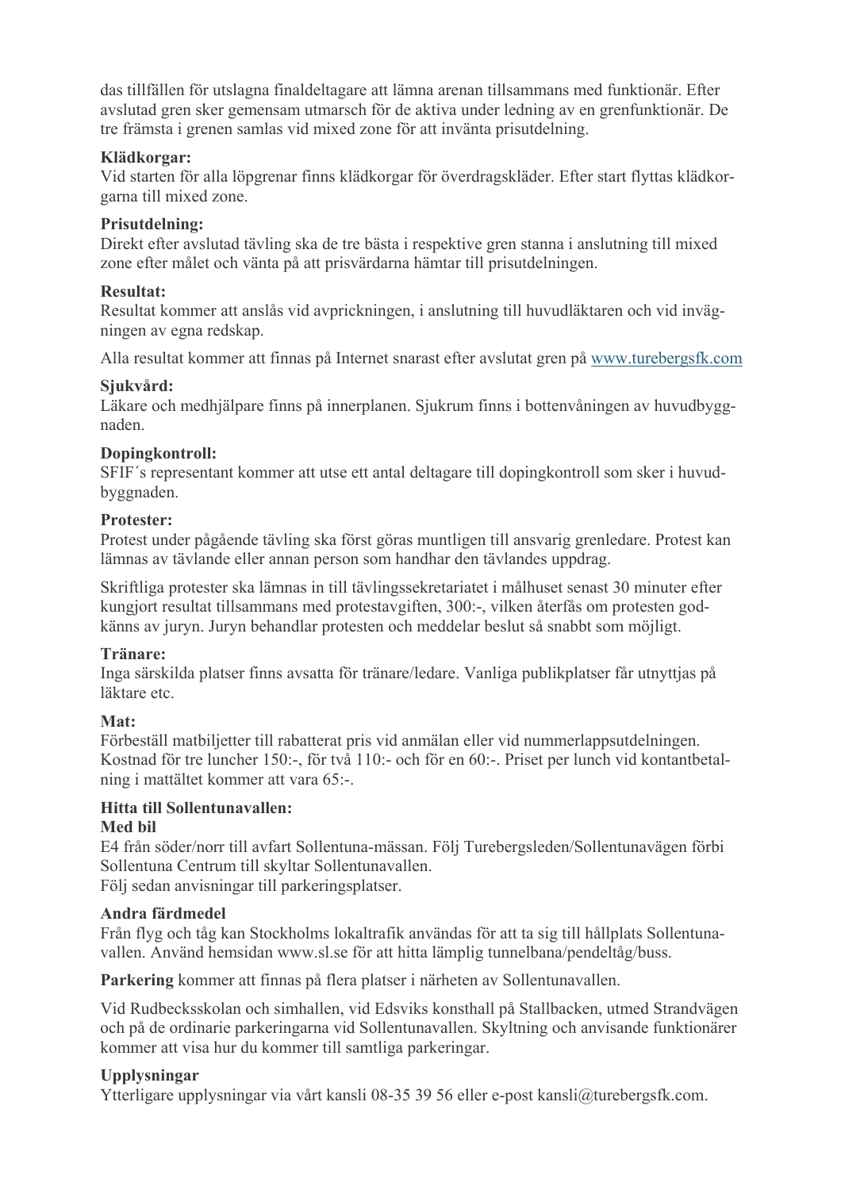das tillfällen för utslagna finaldeltagare att lämna arenan tillsammans med funktionär. Efter avslutad gren sker gemensam utmarsch för de aktiva under ledning av en grenfunktionär. De tre främsta i grenen samlas vid mixed zone för att invänta prisutdelning.

**Klädkorgar:**
Vid starten för alla löpgrenar finns klädkorgar för överdragskläder. Efter start flyttas klädkorgarna till mixed zone.

**Prisutdelning:**
Direkt efter avslutad tävling ska de tre bästa i respektive gren stanna i anslutning till mixed zone efter målet och vänta på att prisvärdarna hämtar till prisutdelningen.

**Resultat:**
Resultat kommer att anslås vid avprickningen, i anslutning till huvudläktaren och vid invägningen av egna redskap.

Alla resultat kommer att finnas på Internet snarast efter avslutat gren på www.turebergsfk.com

**Sjukvård:**
Läkare och medhjälpare finns på innerplanen. Sjukrum finns i bottenvåningen av huvudbyggnaden.

**Dopingkontroll:**
SFIF´s representant kommer att utse ett antal deltagare till dopingkontroll som sker i huvudbyggnaden.

**Protester:**
Protest under pågående tävling ska först göras muntligen till ansvarig grenledare. Protest kan lämnas av tävlande eller annan person som handhar den tävlandes uppdrag.

Skriftliga protester ska lämnas in till tävlingssekretariatet i målhuset senast 30 minuter efter kungjort resultat tillsammans med protestavgiften, 300:-, vilken återfås om protesten godkänns av juryn. Juryn behandlar protesten och meddelar beslut så snabbt som möjligt.

**Tränare:**
Inga särskilda platser finns avsatta för tränare/ledare. Vanliga publikplatser får utnyttjas på läktare etc.

**Mat:**
Förbeställ matbiljetter till rabatterat pris vid anmälan eller vid nummerlappsutdelningen. Kostnad för tre luncher 150:-, för två 110:- och för en 60:-. Priset per lunch vid kontantbetalning i mattältet kommer att vara 65:-.

**Hitta till Sollentunavallen:**

**Med bil**
E4 från söder/norr till avfart Sollentuna-mässan. Följ Turebergsleden/Sollentunavägen förbi Sollentuna Centrum till skyltar Sollentunavallen.
Följ sedan anvisningar till parkeringsplatser.

**Andra färdmedel**
Från flyg och tåg kan Stockholms lokaltrafik användas för att ta sig till hållplats Sollentunavallen. Använd hemsidan www.sl.se för att hitta lämplig tunnelbana/pendeltåg/buss.

**Parkering** kommer att finnas på flera platser i närheten av Sollentunavallen.

Vid Rudbecksskolan och simhallen, vid Edsviks konsthall på Stallbacken, utmed Strandvägen och på de ordinarie parkeringarna vid Sollentunavallen. Skyltning och anvisande funktionärer kommer att visa hur du kommer till samtliga parkeringar.

**Upplysningar**
Ytterligare upplysningar via vårt kansli 08-35 39 56 eller e-post kansli@turebergsfk.com.